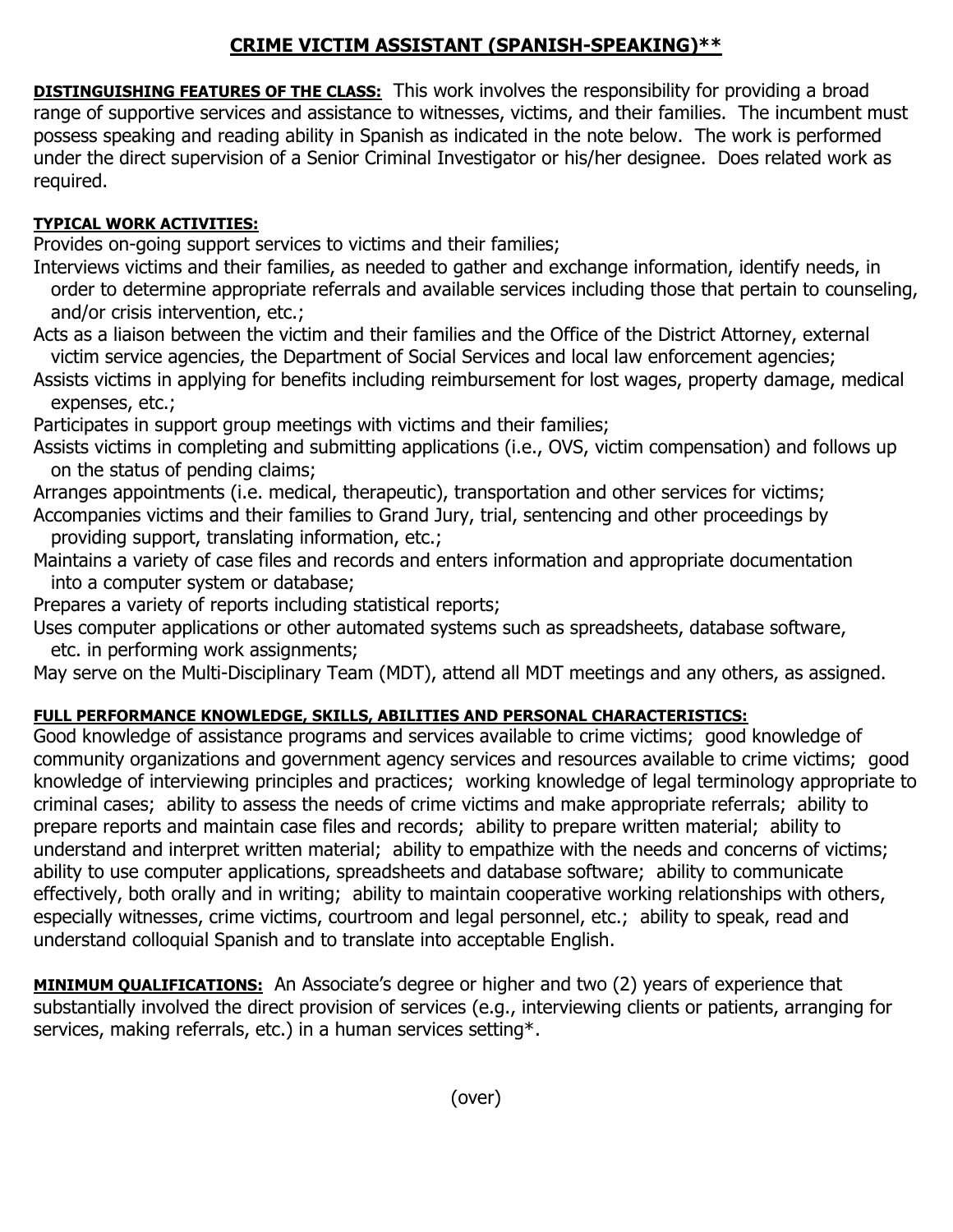# CRIME VICTIM ASSISTANT (SPANISH-SPEAKING)**

**DISTINGUISHING FEATURES OF THE CLASS:** This work involves the responsibility for providing a broad range of supportive services and assistance to witnesses, victims, and their families. The incumbent must possess speaking and reading ability in Spanish as indicated in the note below. The work is performed under the direct supervision of a Senior Criminal Investigator or his/her designee. Does related work as required.

**TYPICAL WORK ACTIVITIES:**

Provides on-going support services to victims and their families;

Interviews victims and their families, as needed to gather and exchange information, identify needs, in order to determine appropriate referrals and available services including those that pertain to counseling, and/or crisis intervention, etc.;

Acts as a liaison between the victim and their families and the Office of the District Attorney, external victim service agencies, the Department of Social Services and local law enforcement agencies;

Assists victims in applying for benefits including reimbursement for lost wages, property damage, medical expenses, etc.;

Participates in support group meetings with victims and their families;

Assists victims in completing and submitting applications (i.e., OVS, victim compensation) and follows up on the status of pending claims;

Arranges appointments (i.e. medical, therapeutic), transportation and other services for victims;

Accompanies victims and their families to Grand Jury, trial, sentencing and other proceedings by providing support, translating information, etc.;

Maintains a variety of case files and records and enters information and appropriate documentation into a computer system or database;

Prepares a variety of reports including statistical reports;

Uses computer applications or other automated systems such as spreadsheets, database software, etc. in performing work assignments;

May serve on the Multi-Disciplinary Team (MDT), attend all MDT meetings and any others, as assigned.

**FULL PERFORMANCE KNOWLEDGE, SKILLS, ABILITIES AND PERSONAL CHARACTERISTICS:**

Good knowledge of assistance programs and services available to crime victims; good knowledge of community organizations and government agency services and resources available to crime victims; good knowledge of interviewing principles and practices; working knowledge of legal terminology appropriate to criminal cases; ability to assess the needs of crime victims and make appropriate referrals; ability to prepare reports and maintain case files and records; ability to prepare written material; ability to understand and interpret written material; ability to empathize with the needs and concerns of victims; ability to use computer applications, spreadsheets and database software; ability to communicate effectively, both orally and in writing; ability to maintain cooperative working relationships with others, especially witnesses, crime victims, courtroom and legal personnel, etc.; ability to speak, read and understand colloquial Spanish and to translate into acceptable English.

**MINIMUM QUALIFICATIONS:** An Associate's degree or higher and two (2) years of experience that substantially involved the direct provision of services (e.g., interviewing clients or patients, arranging for services, making referrals, etc.) in a human services setting*.

(over)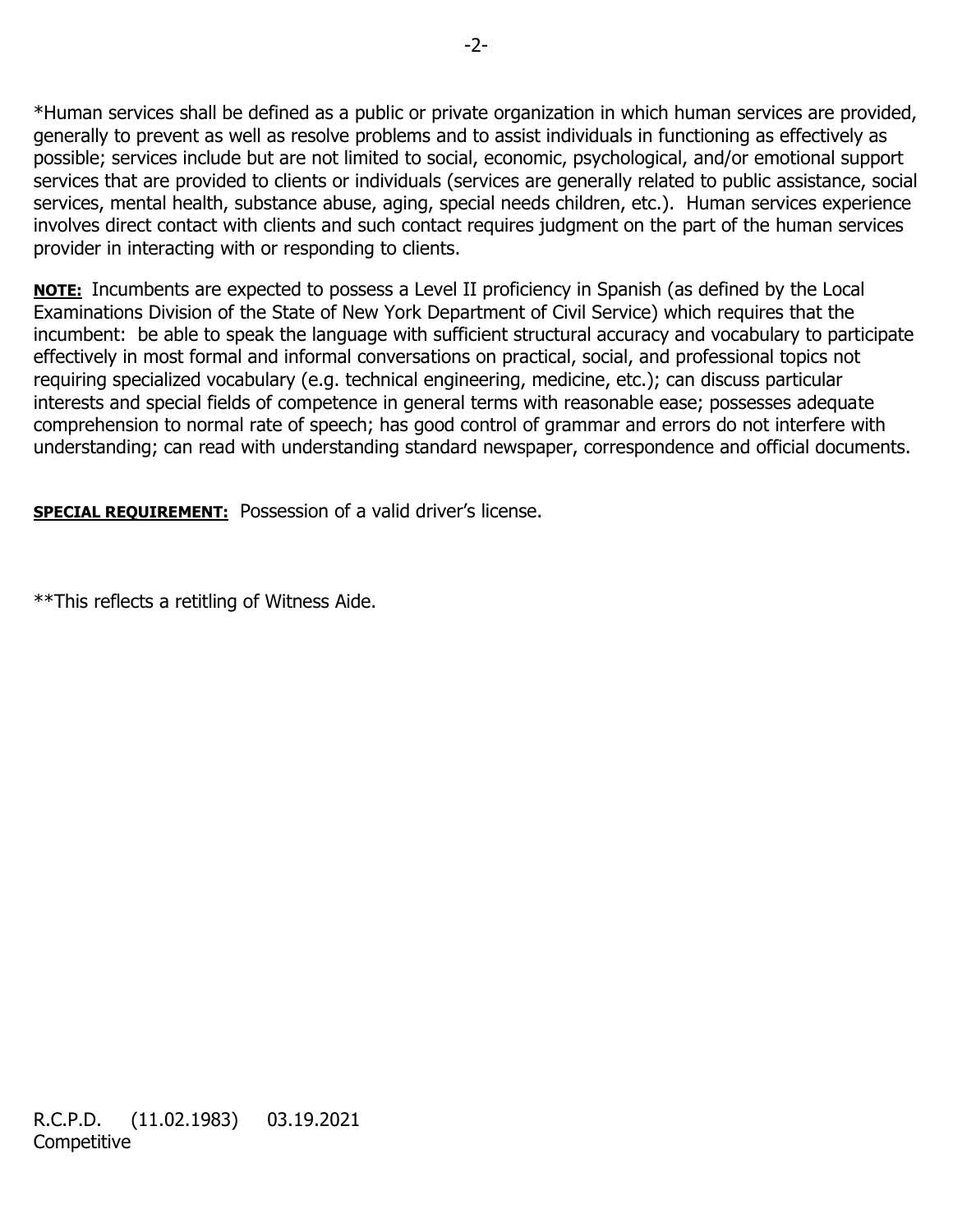*Human services shall be defined as a public or private organization in which human services are provided, generally to prevent as well as resolve problems and to assist individuals in functioning as effectively as possible; services include but are not limited to social, economic, psychological, and/or emotional support services that are provided to clients or individuals (services are generally related to public assistance, social services, mental health, substance abuse, aging, special needs children, etc.). Human services experience involves direct contact with clients and such contact requires judgment on the part of the human services provider in interacting with or responding to clients.

**NOTE:** Incumbents are expected to possess a Level II proficiency in Spanish (as defined by the Local Examinations Division of the State of New York Department of Civil Service) which requires that the incumbent: be able to speak the language with sufficient structural accuracy and vocabulary to participate effectively in most formal and informal conversations on practical, social, and professional topics not requiring specialized vocabulary (e.g. technical engineering, medicine, etc.); can discuss particular interests and special fields of competence in general terms with reasonable ease; possesses adequate comprehension to normal rate of speech; has good control of grammar and errors do not interfere with understanding; can read with understanding standard newspaper, correspondence and official documents.

**SPECIAL REQUIREMENT:** Possession of a valid driver's license.

**This reflects a retitling of Witness Aide.

R.C.P.D. (11.02.1983) 03.19.2021
Competitive